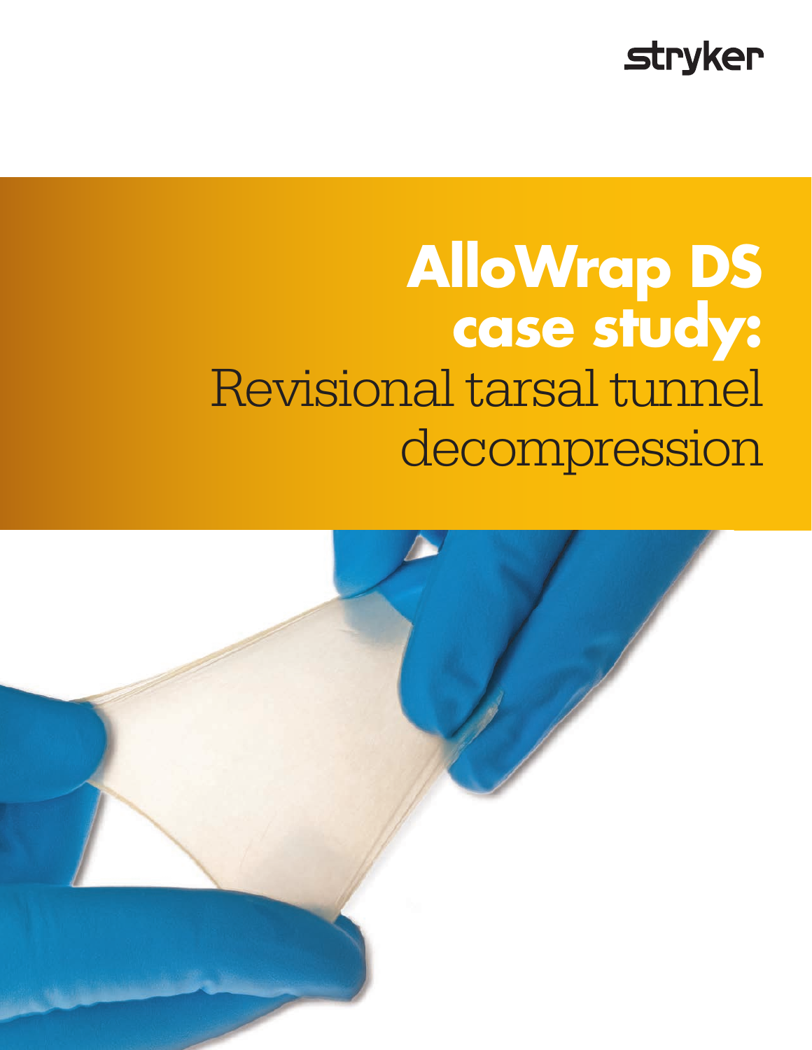stryker

# AlloWrap DS case study:

## Revisional tarsal tunnel decompression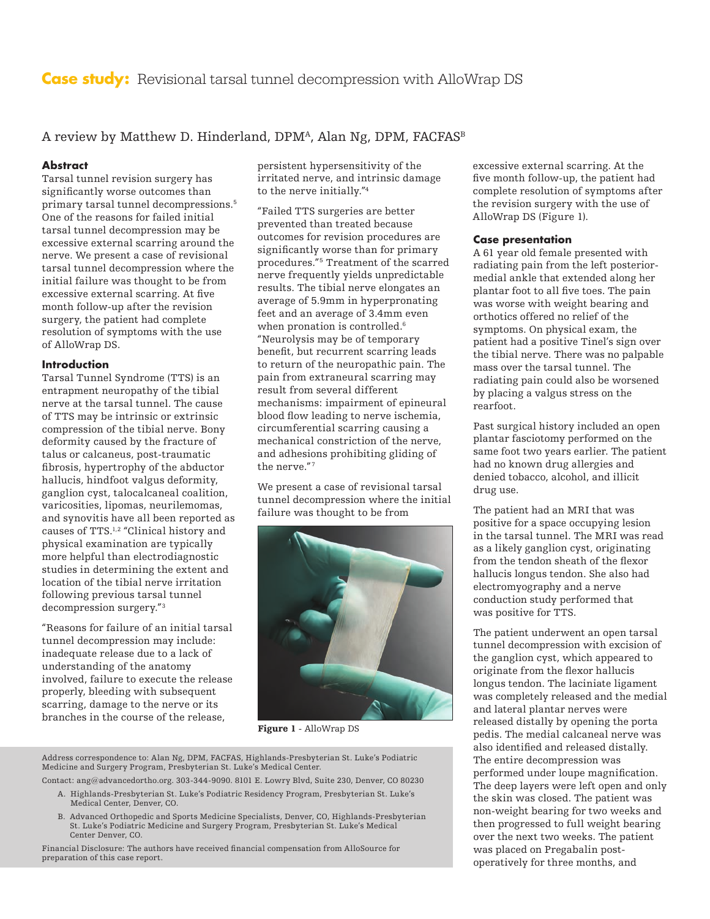# Case study: Revisional tarsal tunnel decompression with AlloWrap DS

A review by Matthew D. Hinderland, DPM[A], Alan Ng, DPM, FACFAS[B]

## Abstract

Tarsal tunnel revision surgery has significantly worse outcomes than primary tarsal tunnel decompressions.[5] One of the reasons for failed initial tarsal tunnel decompression may be excessive external scarring around the nerve. We present a case of revisional tarsal tunnel decompression where the initial failure was thought to be from excessive external scarring. At five month follow-up after the revision surgery, the patient had complete resolution of symptoms with the use of AlloWrap DS.

## Introduction

Tarsal Tunnel Syndrome (TTS) is an entrapment neuropathy of the tibial nerve at the tarsal tunnel. The cause of TTS may be intrinsic or extrinsic compression of the tibial nerve. Bony deformity caused by the fracture of talus or calcaneus, post-traumatic fibrosis, hypertrophy of the abductor hallucis, hindfoot valgus deformity, ganglion cyst, talocalcaneal coalition, varicosities, lipomas, neurilemomas, and synovitis have all been reported as causes of TTS.[1,2] "Clinical history and physical examination are typically more helpful than electrodiagnostic studies in determining the extent and location of the tibial nerve irritation following previous tarsal tunnel decompression surgery."[3]

"Reasons for failure of an initial tarsal tunnel decompression may include: inadequate release due to a lack of understanding of the anatomy involved, failure to execute the release properly, bleeding with subsequent scarring, damage to the nerve or its branches in the course of the release, persistent hypersensitivity of the irritated nerve, and intrinsic damage to the nerve initially."[4]

"Failed TTS surgeries are better prevented than treated because outcomes for revision procedures are significantly worse than for primary procedures."[5] Treatment of the scarred nerve frequently yields unpredictable results. The tibial nerve elongates an average of 5.9mm in hyperpronating feet and an average of 3.4mm even when pronation is controlled.[6] "Neurolysis may be of temporary benefit, but recurrent scarring leads to return of the neuropathic pain. The pain from extraneural scarring may result from several different mechanisms: impairment of epineural blood flow leading to nerve ischemia, circumferential scarring causing a mechanical constriction of the nerve, and adhesions prohibiting gliding of the nerve."[7]

We present a case of revisional tarsal tunnel decompression where the initial failure was thought to be from excessive external scarring. At the five month follow-up, the patient had complete resolution of symptoms after the revision surgery with the use of AlloWrap DS (Figure 1).

**Figure 1** - AlloWrap DS

## Case presentation

A 61 year old female presented with radiating pain from the left posterior-medial ankle that extended along her plantar foot to all five toes. The pain was worse with weight bearing and orthotics offered no relief of the symptoms. On physical exam, the patient had a positive Tinel's sign over the tibial nerve. There was no palpable mass over the tarsal tunnel. The radiating pain could also be worsened by placing a valgus stress on the rearfoot.

Past surgical history included an open plantar fasciotomy performed on the same foot two years earlier. The patient had no known drug allergies and denied tobacco, alcohol, and illicit drug use.

The patient had an MRI that was positive for a space occupying lesion in the tarsal tunnel. The MRI was read as a likely ganglion cyst, originating from the tendon sheath of the flexor hallucis longus tendon. She also had electromyography and a nerve conduction study performed that was positive for TTS.

The patient underwent an open tarsal tunnel decompression with excision of the ganglion cyst, which appeared to originate from the flexor hallucis longus tendon. The laciniate ligament was completely released and the medial and lateral plantar nerves were released distally by opening the porta pedis. The medial calcaneal nerve was also identified and released distally. The entire decompression was performed under loupe magnification. The deep layers were left open and only the skin was closed. The patient was non-weight bearing for two weeks and then progressed to full weight bearing over the next two weeks. The patient was placed on Pregabalin post-operatively for three months, and

Address correspondence to: Alan Ng, DPM, FACFAS, Highlands-Presbyterian St. Luke's Podiatric Medicine and Surgery Program, Presbyterian St. Luke's Medical Center.

Contact: ang@advancedortho.org. 303-344-9090. 8101 E. Lowry Blvd, Suite 230, Denver, CO 80230

A. Highlands-Presbyterian St. Luke's Podiatric Residency Program, Presbyterian St. Luke's Medical Center, Denver, CO.

B. Advanced Orthopedic and Sports Medicine Specialists, Denver, CO, Highlands-Presbyterian St. Luke's Podiatric Medicine and Surgery Program, Presbyterian St. Luke's Medical Center Denver, CO.

Financial Disclosure: The authors have received financial compensation from AlloSource for preparation of this case report.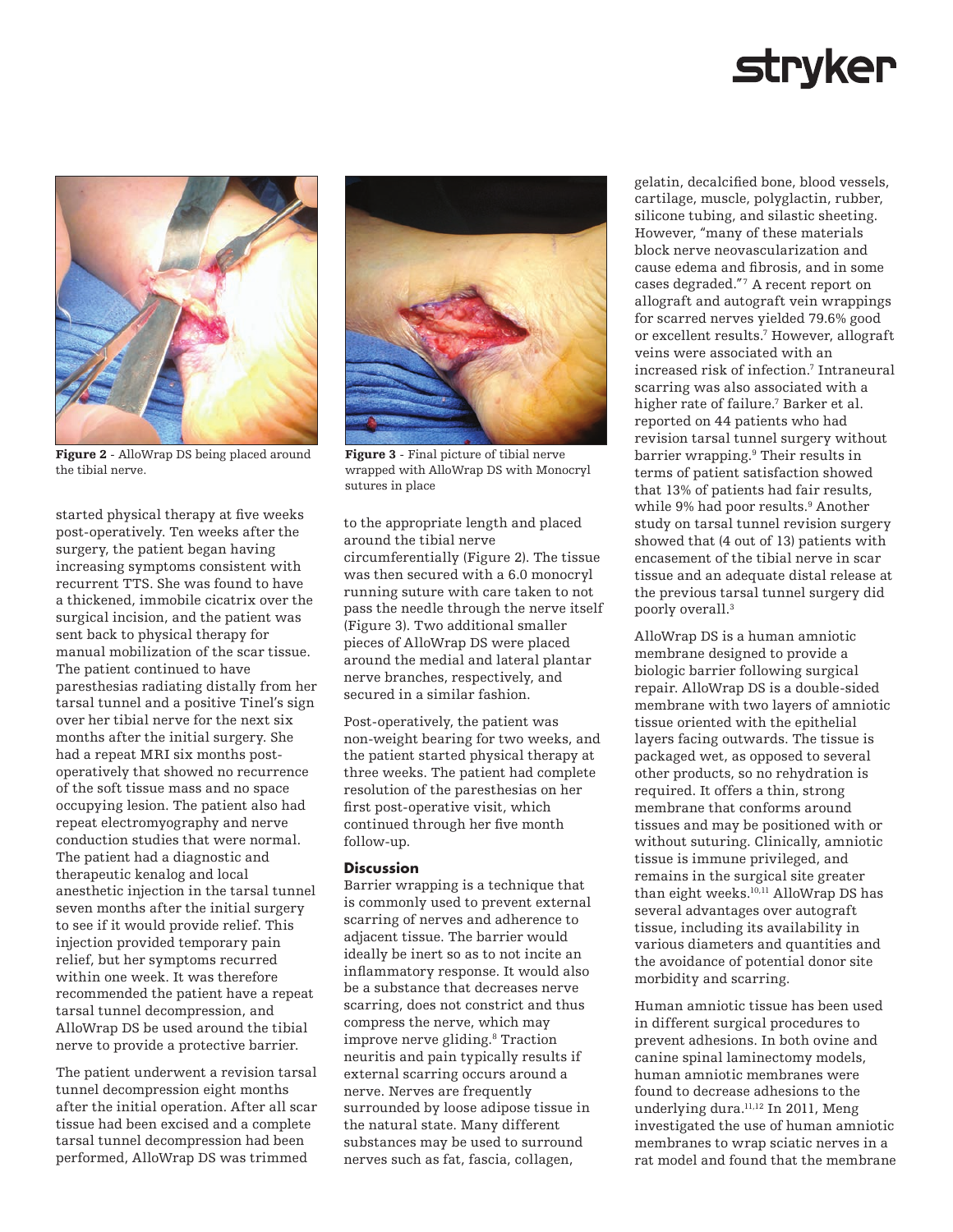Figure 2 - AlloWrap DS being placed around the tibial nerve.

Figure 3 - Final picture of tibial nerve wrapped with AlloWrap DS with Monocryl sutures in place

started physical therapy at five weeks post-operatively. Ten weeks after the surgery, the patient began having increasing symptoms consistent with recurrent TTS. She was found to have a thickened, immobile cicatrix over the surgical incision, and the patient was sent back to physical therapy for manual mobilization of the scar tissue. The patient continued to have paresthesias radiating distally from her tarsal tunnel and a positive Tinel's sign over her tibial nerve for the next six months after the initial surgery. She had a repeat MRI six months post-operatively that showed no recurrence of the soft tissue mass and no space occupying lesion. The patient also had repeat electromyography and nerve conduction studies that were normal. The patient had a diagnostic and therapeutic kenalog and local anesthetic injection in the tarsal tunnel seven months after the initial surgery to see if it would provide relief. This injection provided temporary pain relief, but her symptoms recurred within one week. It was therefore recommended the patient have a repeat tarsal tunnel decompression, and AlloWrap DS be used around the tibial nerve to provide a protective barrier.

The patient underwent a revision tarsal tunnel decompression eight months after the initial operation. After all scar tissue had been excised and a complete tarsal tunnel decompression had been performed, AlloWrap DS was trimmed to the appropriate length and placed around the tibial nerve circumferentially (Figure 2). The tissue was then secured with a 6.0 monocryl running suture with care taken to not pass the needle through the nerve itself (Figure 3). Two additional smaller pieces of AlloWrap DS were placed around the medial and lateral plantar nerve branches, respectively, and secured in a similar fashion.

Post-operatively, the patient was non-weight bearing for two weeks, and the patient started physical therapy at three weeks. The patient had complete resolution of the paresthesias on her first post-operative visit, which continued through her five month follow-up.

## Discussion

Barrier wrapping is a technique that is commonly used to prevent external scarring of nerves and adherence to adjacent tissue. The barrier would ideally be inert so as to not incite an inflammatory response. It would also be a substance that decreases nerve scarring, does not constrict and thus compress the nerve, which may improve nerve gliding.[8] Traction neuritis and pain typically results if external scarring occurs around a nerve. Nerves are frequently surrounded by loose adipose tissue in the natural state. Many different substances may be used to surround nerves such as fat, fascia, collagen, gelatin, decalcified bone, blood vessels, cartilage, muscle, polyglactin, rubber, silicone tubing, and silastic sheeting. However, "many of these materials block nerve neovascularization and cause edema and fibrosis, and in some cases degraded."[7] A recent report on allograft and autograft vein wrappings for scarred nerves yielded 79.6% good or excellent results.[7] However, allograft veins were associated with an increased risk of infection.[7] Intraneural scarring was also associated with a higher rate of failure.[7] Barker et al. reported on 44 patients who had revision tarsal tunnel surgery without barrier wrapping.[9] Their results in terms of patient satisfaction showed that 13% of patients had fair results, while 9% had poor results.[9] Another study on tarsal tunnel revision surgery showed that (4 out of 13) patients with encasement of the tibial nerve in scar tissue and an adequate distal release at the previous tarsal tunnel surgery did poorly overall.[3]

AlloWrap DS is a human amniotic membrane designed to provide a biologic barrier following surgical repair. AlloWrap DS is a double-sided membrane with two layers of amniotic tissue oriented with the epithelial layers facing outwards. The tissue is packaged wet, as opposed to several other products, so no rehydration is required. It offers a thin, strong membrane that conforms around tissues and may be positioned with or without suturing. Clinically, amniotic tissue is immune privileged, and remains in the surgical site greater than eight weeks.[10,11] AlloWrap DS has several advantages over autograft tissue, including its availability in various diameters and quantities and the avoidance of potential donor site morbidity and scarring.

Human amniotic tissue has been used in different surgical procedures to prevent adhesions. In both ovine and canine spinal laminectomy models, human amniotic membranes were found to decrease adhesions to the underlying dura.[11,12] In 2011, Meng investigated the use of human amniotic membranes to wrap sciatic nerves in a rat model and found that the membrane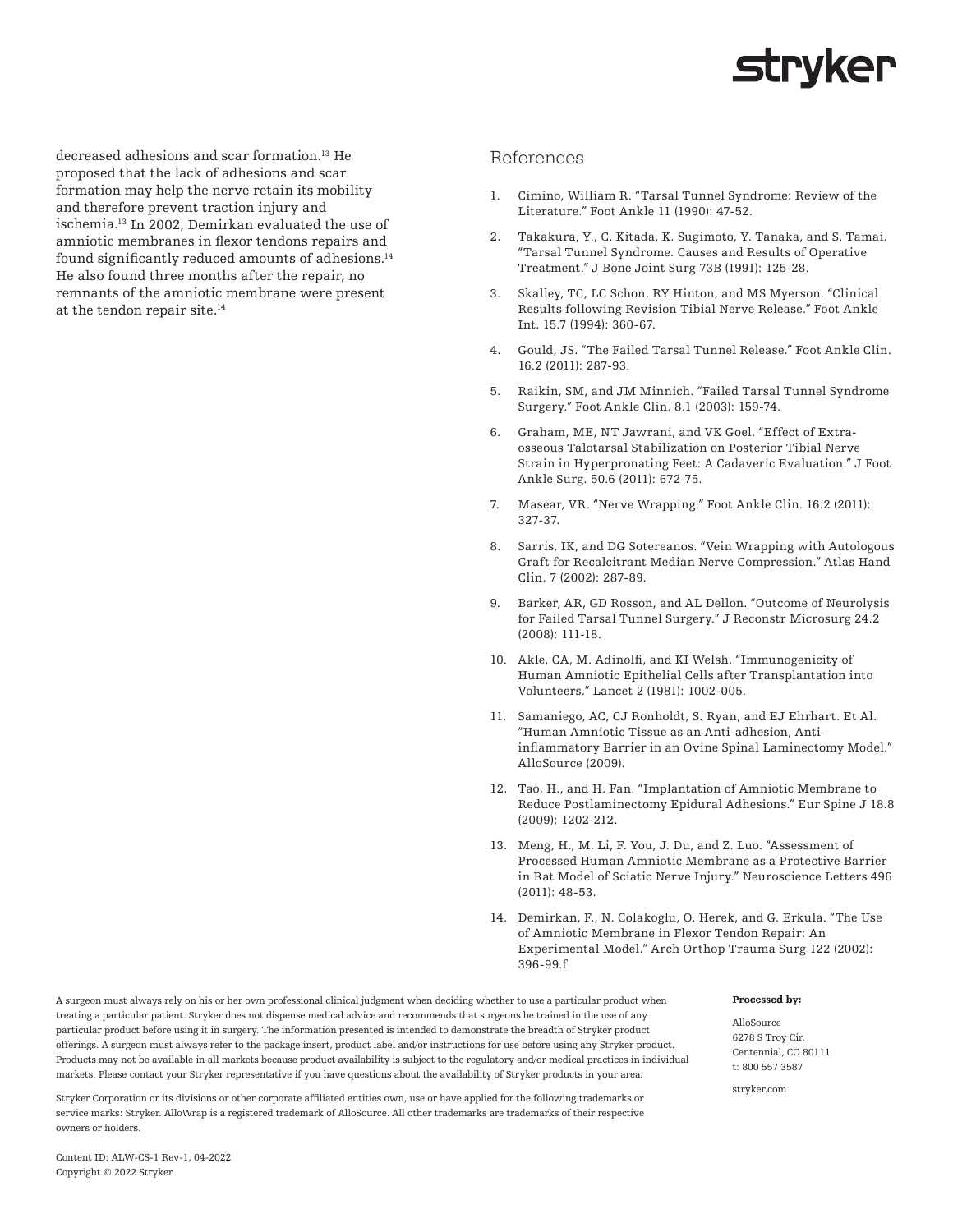decreased adhesions and scar formation.[13] He proposed that the lack of adhesions and scar formation may help the nerve retain its mobility and therefore prevent traction injury and ischemia.[13] In 2002, Demirkan evaluated the use of amniotic membranes in flexor tendons repairs and found significantly reduced amounts of adhesions.[14] He also found three months after the repair, no remnants of the amniotic membrane were present at the tendon repair site.[14]

## References

1. Cimino, William R. "Tarsal Tunnel Syndrome: Review of the Literature." Foot Ankle 11 (1990): 47-52.
2. Takakura, Y., C. Kitada, K. Sugimoto, Y. Tanaka, and S. Tamai. "Tarsal Tunnel Syndrome. Causes and Results of Operative Treatment." J Bone Joint Surg 73B (1991): 125-28.
3. Skalley, TC, LC Schon, RY Hinton, and MS Myerson. "Clinical Results following Revision Tibial Nerve Release." Foot Ankle Int. 15.7 (1994): 360-67.
4. Gould, JS. "The Failed Tarsal Tunnel Release." Foot Ankle Clin. 16.2 (2011): 287-93.
5. Raikin, SM, and JM Minnich. "Failed Tarsal Tunnel Syndrome Surgery." Foot Ankle Clin. 8.1 (2003): 159-74.
6. Graham, ME, NT Jawrani, and VK Goel. "Effect of Extra-osseous Talotarsal Stabilization on Posterior Tibial Nerve Strain in Hyperpronating Feet: A Cadaveric Evaluation." J Foot Ankle Surg. 50.6 (2011): 672-75.
7. Masear, VR. "Nerve Wrapping." Foot Ankle Clin. 16.2 (2011): 327-37.
8. Sarris, IK, and DG Sotereanos. "Vein Wrapping with Autologous Graft for Recalcitrant Median Nerve Compression." Atlas Hand Clin. 7 (2002): 287-89.
9. Barker, AR, GD Rosson, and AL Dellon. "Outcome of Neurolysis for Failed Tarsal Tunnel Surgery." J Reconstr Microsurg 24.2 (2008): 111-18.
10. Akle, CA, M. Adinolfi, and KI Welsh. "Immunogenicity of Human Amniotic Epithelial Cells after Transplantation into Volunteers." Lancet 2 (1981): 1002-005.
11. Samaniego, AC, CJ Ronholdt, S. Ryan, and EJ Ehrhart. Et Al. "Human Amniotic Tissue as an Anti-adhesion, Anti-inflammatory Barrier in an Ovine Spinal Laminectomy Model." AlloSource (2009).
12. Tao, H., and H. Fan. "Implantation of Amniotic Membrane to Reduce Postlaminectomy Epidural Adhesions." Eur Spine J 18.8 (2009): 1202-212.
13. Meng, H., M. Li, F. You, J. Du, and Z. Luo. "Assessment of Processed Human Amniotic Membrane as a Protective Barrier in Rat Model of Sciatic Nerve Injury." Neuroscience Letters 496 (2011): 48-53.
14. Demirkan, F., N. Colakoglu, O. Herek, and G. Erkula. "The Use of Amniotic Membrane in Flexor Tendon Repair: An Experimental Model." Arch Orthop Trauma Surg 122 (2002): 396-99.f

A surgeon must always rely on his or her own professional clinical judgment when deciding whether to use a particular product when treating a particular patient. Stryker does not dispense medical advice and recommends that surgeons be trained in the use of any particular product before using it in surgery. The information presented is intended to demonstrate the breadth of Stryker product offerings. A surgeon must always refer to the package insert, product label and/or instructions for use before using any Stryker product. Products may not be available in all markets because product availability is subject to the regulatory and/or medical practices in individual markets. Please contact your Stryker representative if you have questions about the availability of Stryker products in your area.

Stryker Corporation or its divisions or other corporate affiliated entities own, use or have applied for the following trademarks or service marks: Stryker. AlloWrap is a registered trademark of AlloSource. All other trademarks are trademarks of their respective owners or holders.

Content ID: ALW-CS-1 Rev-1, 04-2022
Copyright © 2022 Stryker

**Processed by:**

AlloSource
6278 S Troy Cir.
Centennial, CO 80111
t: 800 557 3587

stryker.com